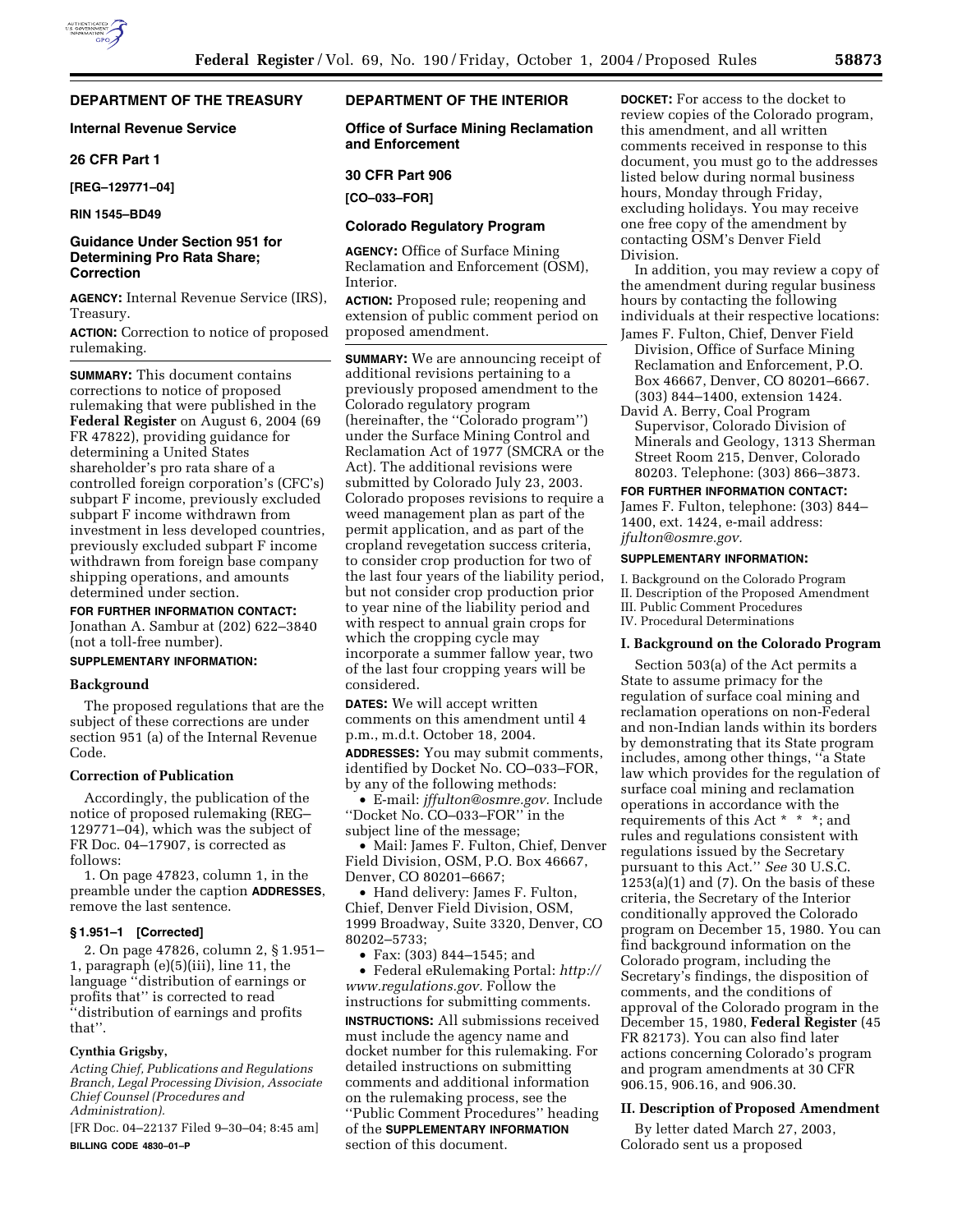## DEPARTMENT OF THE TREASURY

### Internal Revenue Service

### 26 CFR Part 1

**[REG–129771–04]**

**RIN 1545–BD49**

### Guidance Under Section 951 for Determining Pro Rata Share; Correction

**AGENCY:** Internal Revenue Service (IRS), Treasury.

**ACTION:** Correction to notice of proposed rulemaking.

**SUMMARY:** This document contains corrections to notice of proposed rulemaking that were published in the **Federal Register** on August 6, 2004 (69 FR 47822), providing guidance for determining a United States shareholder's pro rata share of a controlled foreign corporation's (CFC's) subpart F income, previously excluded subpart F income withdrawn from investment in less developed countries, previously excluded subpart F income withdrawn from foreign base company shipping operations, and amounts determined under section.

**FOR FURTHER INFORMATION CONTACT:** Jonathan A. Sambur at (202) 622–3840 (not a toll-free number).

**SUPPLEMENTARY INFORMATION:**

**Background**

The proposed regulations that are the subject of these corrections are under section 951 (a) of the Internal Revenue Code.

**Correction of Publication**

Accordingly, the publication of the notice of proposed rulemaking (REG–129771–04), which was the subject of FR Doc. 04–17907, is corrected as follows:

1. On page 47823, column 1, in the preamble under the caption **ADDRESSES**, remove the last sentence.

**§ 1.951–1 [Corrected]**

2. On page 47826, column 2, § 1.951–1, paragraph (e)(5)(iii), line 11, the language ''distribution of earnings or profits that'' is corrected to read ''distribution of earnings and profits that''.

**Cynthia Grigsby,**

*Acting Chief, Publications and Regulations Branch, Legal Processing Division, Associate Chief Counsel (Procedures and Administration).*

[FR Doc. 04–22137 Filed 9–30–04; 8:45 am]

**BILLING CODE 4830–01–P**

## DEPARTMENT OF THE INTERIOR

### Office of Surface Mining Reclamation and Enforcement

### 30 CFR Part 906

**[CO–033–FOR]**

### Colorado Regulatory Program

**AGENCY:** Office of Surface Mining Reclamation and Enforcement (OSM), Interior.

**ACTION:** Proposed rule; reopening and extension of public comment period on proposed amendment.

**SUMMARY:** We are announcing receipt of additional revisions pertaining to a previously proposed amendment to the Colorado regulatory program (hereinafter, the ''Colorado program'') under the Surface Mining Control and Reclamation Act of 1977 (SMCRA or the Act). The additional revisions were submitted by Colorado July 23, 2003. Colorado proposes revisions to require a weed management plan as part of the permit application, and as part of the cropland revegetation success criteria, to consider crop production for two of the last four years of the liability period, but not consider crop production prior to year nine of the liability period and with respect to annual grain crops for which the cropping cycle may incorporate a summer fallow year, two of the last four cropping years will be considered.

**DATES:** We will accept written comments on this amendment until 4 p.m., m.d.t. October 18, 2004.

**ADDRESSES:** You may submit comments, identified by Docket No. CO–033–FOR, by any of the following methods:

- E-mail: *jffulton@osmre.gov.* Include ''Docket No. CO–033–FOR'' in the subject line of the message;
- Mail: James F. Fulton, Chief, Denver Field Division, OSM, P.O. Box 46667, Denver, CO 80201–6667;
- Hand delivery: James F. Fulton, Chief, Denver Field Division, OSM, 1999 Broadway, Suite 3320, Denver, CO 80202–5733;
- Fax: (303) 844–1545; and
- Federal eRulemaking Portal: *http://www.regulations.gov.* Follow the instructions for submitting comments.

**INSTRUCTIONS:** All submissions received must include the agency name and docket number for this rulemaking. For detailed instructions on submitting comments and additional information on the rulemaking process, see the ''Public Comment Procedures'' heading of the **SUPPLEMENTARY INFORMATION** section of this document.

**DOCKET:** For access to the docket to review copies of the Colorado program, this amendment, and all written comments received in response to this document, you must go to the addresses listed below during normal business hours, Monday through Friday, excluding holidays. You may receive one free copy of the amendment by contacting OSM's Denver Field Division.

In addition, you may review a copy of the amendment during regular business hours by contacting the following individuals at their respective locations:

James F. Fulton, Chief, Denver Field Division, Office of Surface Mining Reclamation and Enforcement, P.O. Box 46667, Denver, CO 80201–6667. (303) 844–1400, extension 1424.

David A. Berry, Coal Program Supervisor, Colorado Division of Minerals and Geology, 1313 Sherman Street Room 215, Denver, Colorado 80203. Telephone: (303) 866–3873.

**FOR FURTHER INFORMATION CONTACT:** James F. Fulton, telephone: (303) 844–1400, ext. 1424, e-mail address: *jfulton@osmre.gov.*

**SUPPLEMENTARY INFORMATION:**

I. Background on the Colorado Program
II. Description of the Proposed Amendment
III. Public Comment Procedures
IV. Procedural Determinations

**I. Background on the Colorado Program**

Section 503(a) of the Act permits a State to assume primacy for the regulation of surface coal mining and reclamation operations on non-Federal and non-Indian lands within its borders by demonstrating that its State program includes, among other things, ''a State law which provides for the regulation of surface coal mining and reclamation operations in accordance with the requirements of this Act * * *; and rules and regulations consistent with regulations issued by the Secretary pursuant to this Act.'' *See* 30 U.S.C. 1253(a)(1) and (7). On the basis of these criteria, the Secretary of the Interior conditionally approved the Colorado program on December 15, 1980. You can find background information on the Colorado program, including the Secretary's findings, the disposition of comments, and the conditions of approval of the Colorado program in the December 15, 1980, **Federal Register** (45 FR 82173). You can also find later actions concerning Colorado's program and program amendments at 30 CFR 906.15, 906.16, and 906.30.

**II. Description of Proposed Amendment**

By letter dated March 27, 2003, Colorado sent us a proposed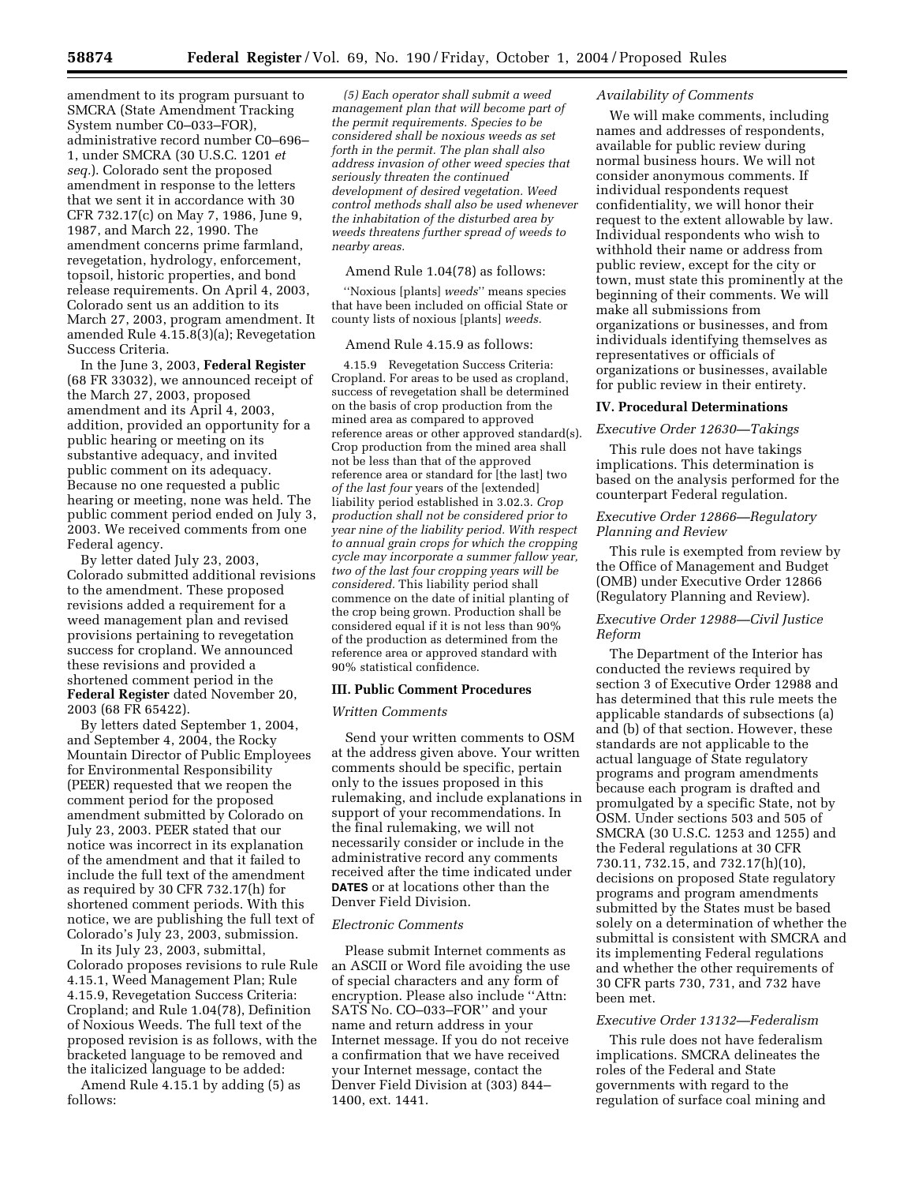amendment to its program pursuant to SMCRA (State Amendment Tracking System number C0–033–FOR), administrative record number C0–696–1, under SMCRA (30 U.S.C. 1201 *et seq.*). Colorado sent the proposed amendment in response to the letters that we sent it in accordance with 30 CFR 732.17(c) on May 7, 1986, June 9, 1987, and March 22, 1990. The amendment concerns prime farmland, revegetation, hydrology, enforcement, topsoil, historic properties, and bond release requirements. On April 4, 2003, Colorado sent us an addition to its March 27, 2003, program amendment. It amended Rule 4.15.8(3)(a); Revegetation Success Criteria.

In the June 3, 2003, **Federal Register** (68 FR 33032), we announced receipt of the March 27, 2003, proposed amendment and its April 4, 2003, addition, provided an opportunity for a public hearing or meeting on its substantive adequacy, and invited public comment on its adequacy. Because no one requested a public hearing or meeting, none was held. The public comment period ended on July 3, 2003. We received comments from one Federal agency.

By letter dated July 23, 2003, Colorado submitted additional revisions to the amendment. These proposed revisions added a requirement for a weed management plan and revised provisions pertaining to revegetation success for cropland. We announced these revisions and provided a shortened comment period in the **Federal Register** dated November 20, 2003 (68 FR 65422).

By letters dated September 1, 2004, and September 4, 2004, the Rocky Mountain Director of Public Employees for Environmental Responsibility (PEER) requested that we reopen the comment period for the proposed amendment submitted by Colorado on July 23, 2003. PEER stated that our notice was incorrect in its explanation of the amendment and that it failed to include the full text of the amendment as required by 30 CFR 732.17(h) for shortened comment periods. With this notice, we are publishing the full text of Colorado's July 23, 2003, submission.

In its July 23, 2003, submittal, Colorado proposes revisions to rule Rule 4.15.1, Weed Management Plan; Rule 4.15.9, Revegetation Success Criteria: Cropland; and Rule 1.04(78), Definition of Noxious Weeds. The full text of the proposed revision is as follows, with the bracketed language to be removed and the italicized language to be added:

Amend Rule 4.15.1 by adding (5) as follows:

*(5) Each operator shall submit a weed management plan that will become part of the permit requirements. Species to be considered shall be noxious weeds as set forth in the permit. The plan shall also address invasion of other weed species that seriously threaten the continued development of desired vegetation. Weed control methods shall also be used whenever the inhabitation of the disturbed area by weeds threatens further spread of weeds to nearby areas.*

Amend Rule 1.04(78) as follows:

''Noxious [plants] *weeds*'' means species that have been included on official State or county lists of noxious [plants] *weeds.*

Amend Rule 4.15.9 as follows:

4.15.9 Revegetation Success Criteria: Cropland. For areas to be used as cropland, success of revegetation shall be determined on the basis of crop production from the mined area as compared to approved reference areas or other approved standard(s). Crop production from the mined area shall not be less than that of the approved reference area or standard for [the last] two *of the last four* years of the [extended] liability period established in 3.02.3. *Crop production shall not be considered prior to year nine of the liability period. With respect to annual grain crops for which the cropping cycle may incorporate a summer fallow year, two of the last four cropping years will be considered.* This liability period shall commence on the date of initial planting of the crop being grown. Production shall be considered equal if it is not less than 90% of the production as determined from the reference area or approved standard with 90% statistical confidence.

## III. Public Comment Procedures

### *Written Comments*

Send your written comments to OSM at the address given above. Your written comments should be specific, pertain only to the issues proposed in this rulemaking, and include explanations in support of your recommendations. In the final rulemaking, we will not necessarily consider or include in the administrative record any comments received after the time indicated under **DATES** or at locations other than the Denver Field Division.

### *Electronic Comments*

Please submit Internet comments as an ASCII or Word file avoiding the use of special characters and any form of encryption. Please also include ''Attn: SATS No. CO–033–FOR'' and your name and return address in your Internet message. If you do not receive a confirmation that we have received your Internet message, contact the Denver Field Division at (303) 844–1400, ext. 1441.

### *Availability of Comments*

We will make comments, including names and addresses of respondents, available for public review during normal business hours. We will not consider anonymous comments. If individual respondents request confidentiality, we will honor their request to the extent allowable by law. Individual respondents who wish to withhold their name or address from public review, except for the city or town, must state this prominently at the beginning of their comments. We will make all submissions from organizations or businesses, and from individuals identifying themselves as representatives or officials of organizations or businesses, available for public review in their entirety.

## IV. Procedural Determinations

### *Executive Order 12630—Takings*

This rule does not have takings implications. This determination is based on the analysis performed for the counterpart Federal regulation.

### *Executive Order 12866—Regulatory Planning and Review*

This rule is exempted from review by the Office of Management and Budget (OMB) under Executive Order 12866 (Regulatory Planning and Review).

### *Executive Order 12988—Civil Justice Reform*

The Department of the Interior has conducted the reviews required by section 3 of Executive Order 12988 and has determined that this rule meets the applicable standards of subsections (a) and (b) of that section. However, these standards are not applicable to the actual language of State regulatory programs and program amendments because each program is drafted and promulgated by a specific State, not by OSM. Under sections 503 and 505 of SMCRA (30 U.S.C. 1253 and 1255) and the Federal regulations at 30 CFR 730.11, 732.15, and 732.17(h)(10), decisions on proposed State regulatory programs and program amendments submitted by the States must be based solely on a determination of whether the submittal is consistent with SMCRA and its implementing Federal regulations and whether the other requirements of 30 CFR parts 730, 731, and 732 have been met.

### *Executive Order 13132—Federalism*

This rule does not have federalism implications. SMCRA delineates the roles of the Federal and State governments with regard to the regulation of surface coal mining and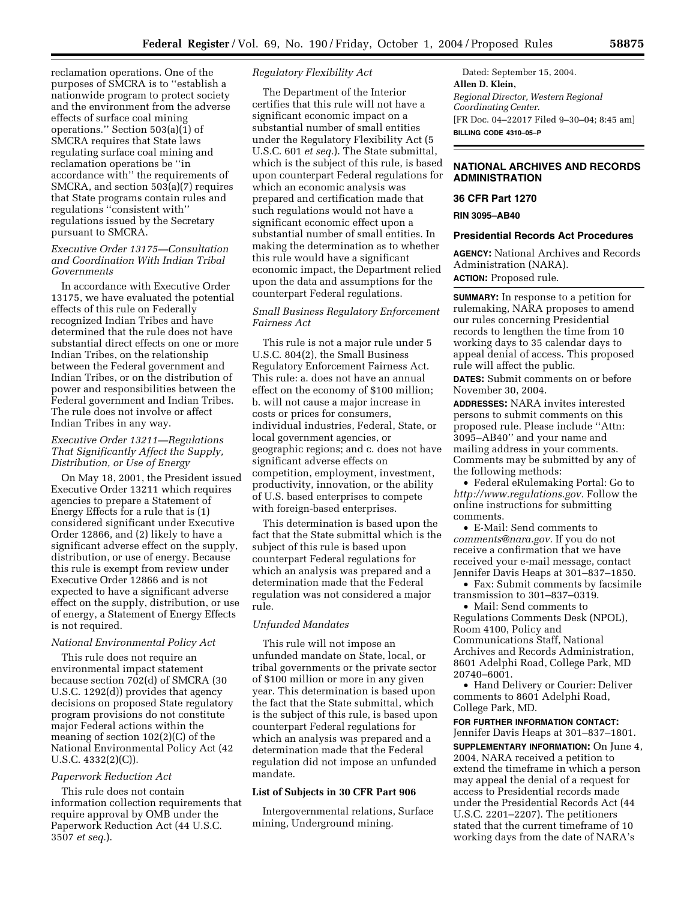reclamation operations. One of the purposes of SMCRA is to "establish a nationwide program to protect society and the environment from the adverse effects of surface coal mining operations." Section 503(a)(1) of SMCRA requires that State laws regulating surface coal mining and reclamation operations be "in accordance with" the requirements of SMCRA, and section 503(a)(7) requires that State programs contain rules and regulations "consistent with" regulations issued by the Secretary pursuant to SMCRA.

*Executive Order 13175—Consultation and Coordination With Indian Tribal Governments*

In accordance with Executive Order 13175, we have evaluated the potential effects of this rule on Federally recognized Indian Tribes and have determined that the rule does not have substantial direct effects on one or more Indian Tribes, on the relationship between the Federal government and Indian Tribes, or on the distribution of power and responsibilities between the Federal government and Indian Tribes. The rule does not involve or affect Indian Tribes in any way.

*Executive Order 13211—Regulations That Significantly Affect the Supply, Distribution, or Use of Energy*

On May 18, 2001, the President issued Executive Order 13211 which requires agencies to prepare a Statement of Energy Effects for a rule that is (1) considered significant under Executive Order 12866, and (2) likely to have a significant adverse effect on the supply, distribution, or use of energy. Because this rule is exempt from review under Executive Order 12866 and is not expected to have a significant adverse effect on the supply, distribution, or use of energy, a Statement of Energy Effects is not required.

*National Environmental Policy Act*

This rule does not require an environmental impact statement because section 702(d) of SMCRA (30 U.S.C. 1292(d)) provides that agency decisions on proposed State regulatory program provisions do not constitute major Federal actions within the meaning of section 102(2)(C) of the National Environmental Policy Act (42 U.S.C. 4332(2)(C)).

*Paperwork Reduction Act*

This rule does not contain information collection requirements that require approval by OMB under the Paperwork Reduction Act (44 U.S.C. 3507 *et seq.*).

*Regulatory Flexibility Act*

The Department of the Interior certifies that this rule will not have a significant economic impact on a substantial number of small entities under the Regulatory Flexibility Act (5 U.S.C. 601 *et seq.*). The State submittal, which is the subject of this rule, is based upon counterpart Federal regulations for which an economic analysis was prepared and certification made that such regulations would not have a significant economic effect upon a substantial number of small entities. In making the determination as to whether this rule would have a significant economic impact, the Department relied upon the data and assumptions for the counterpart Federal regulations.

*Small Business Regulatory Enforcement Fairness Act*

This rule is not a major rule under 5 U.S.C. 804(2), the Small Business Regulatory Enforcement Fairness Act. This rule: a. does not have an annual effect on the economy of $100 million; b. will not cause a major increase in costs or prices for consumers, individual industries, Federal, State, or local government agencies, or geographic regions; and c. does not have significant adverse effects on competition, employment, investment, productivity, innovation, or the ability of U.S. based enterprises to compete with foreign-based enterprises.

This determination is based upon the fact that the State submittal which is the subject of this rule is based upon counterpart Federal regulations for which an analysis was prepared and a determination made that the Federal regulation was not considered a major rule.

*Unfunded Mandates*

This rule will not impose an unfunded mandate on State, local, or tribal governments or the private sector of $100 million or more in any given year. This determination is based upon the fact that the State submittal, which is the subject of this rule, is based upon counterpart Federal regulations for which an analysis was prepared and a determination made that the Federal regulation did not impose an unfunded mandate.

**List of Subjects in 30 CFR Part 906**

Intergovernmental relations, Surface mining, Underground mining.

Dated: September 15, 2004.

**Allen D. Klein,**

*Regional Director, Western Regional Coordinating Center.*

[FR Doc. 04–22017 Filed 9–30–04; 8:45 am]

**BILLING CODE 4310–05–P**

## NATIONAL ARCHIVES AND RECORDS ADMINISTRATION

### 36 CFR Part 1270

**RIN 3095–AB40**

### Presidential Records Act Procedures

**AGENCY:** National Archives and Records Administration (NARA).

**ACTION:** Proposed rule.

**SUMMARY:** In response to a petition for rulemaking, NARA proposes to amend our rules concerning Presidential records to lengthen the time from 10 working days to 35 calendar days to appeal denial of access. This proposed rule will affect the public.

**DATES:** Submit comments on or before November 30, 2004.

**ADDRESSES:** NARA invites interested persons to submit comments on this proposed rule. Please include "Attn: 3095–AB40" and your name and mailing address in your comments. Comments may be submitted by any of the following methods:

- Federal eRulemaking Portal: Go to *http://www.regulations.gov.* Follow the online instructions for submitting comments.
- E-Mail: Send comments to *comments@nara.gov.* If you do not receive a confirmation that we have received your e-mail message, contact Jennifer Davis Heaps at 301–837–1850.
- Fax: Submit comments by facsimile transmission to 301–837–0319.
- Mail: Send comments to Regulations Comments Desk (NPOL), Room 4100, Policy and Communications Staff, National Archives and Records Administration, 8601 Adelphi Road, College Park, MD 20740–6001.
- Hand Delivery or Courier: Deliver comments to 8601 Adelphi Road, College Park, MD.

**FOR FURTHER INFORMATION CONTACT:** Jennifer Davis Heaps at 301–837–1801.

**SUPPLEMENTARY INFORMATION:** On June 4, 2004, NARA received a petition to extend the timeframe in which a person may appeal the denial of a request for access to Presidential records made under the Presidential Records Act (44 U.S.C. 2201–2207). The petitioners stated that the current timeframe of 10 working days from the date of NARA's